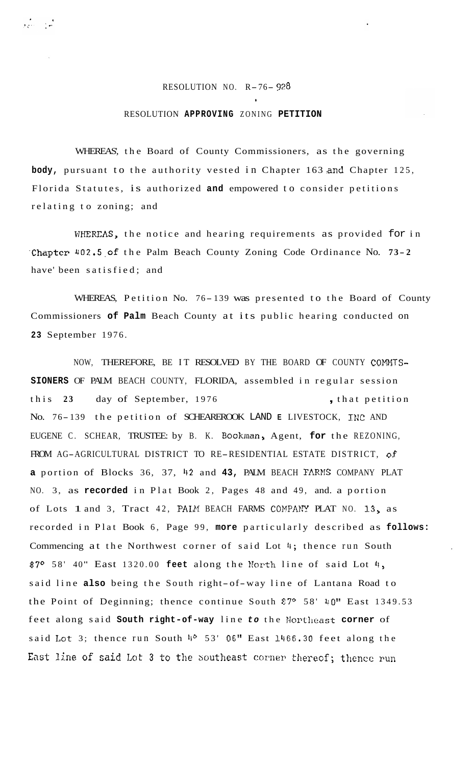RESOLUTION NO. R-76-928

RESOLUTION APPROVING ZONING PETITION

WHEREAS, the Board of County Commissioners, as the governing body, pursuant to the authority vested in Chapter 163 and Chapter 125, Florida Statutes, is authorized and empowered to consider petitions relating to zoning; and

WHEREAS, the notice and hearing requirements as provided for in Chapter 402.5 of the Palm Beach County Zoning Code Ordinance No. 73-2 have been satisfied; and

WHEREAS, Petition No. 76-139 was presented to the Board of County Commissioners of Palm Beach County at its public hearing conducted on 23 September 1976.

NOW, THEREFORE, BE IT RESOLVED BY THE BOARD OF COUNTY COMMISSIONERS OF PALM BEACH COUNTY, FLORIDA, assembled in regular session this 23 day of September, 1976, that petition No. 76-139 the petition of SCHEARBROOK LAND & LIVESTOCK, INC AND EUGENE C. SCHEAR, TRUSTEE: by B. K. Bookman, Agent, for the REZONING, FROM AG-AGRICULTURAL DISTRICT TO RE-RESIDENTIAL ESTATE DISTRICT, of a portion of Blocks 36, 37, 42 and 43, PALM BEACH FARMS COMPANY PLAT NO. 3, as recorded in Plat Book 2, Pages 48 and 49, and a portion of Lots 1 and 3, Tract 42, PALM BEACH FARMS COMPANY PLAT NO. 13, as recorded in Plat Book 6, Page 99, more particularly described as follows: Commencing at the Northwest corner of said Lot 4; thence run South 87° 58' 40" East 1320.00 feet along the North line of said Lot 4, said line also being the South right-of-way line of Lantana Road to the Point of Beginning; thence continue South 87° 58' 40" East 1349.53 feet along said South right-of-way line to the Northeast corner of said Lot 3; thence run South 4° 53' 06" East 1466.30 feet along the East line of said Lot 3 to the Southeast corner thereof; thence run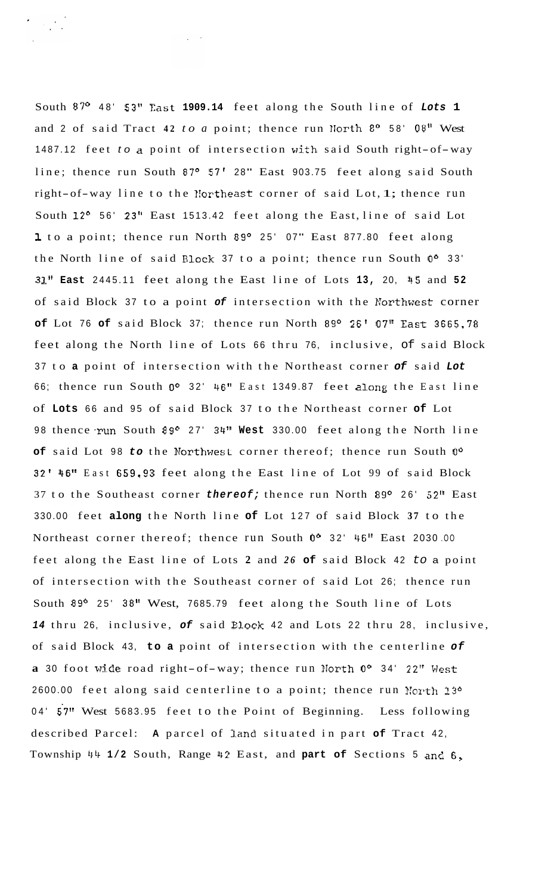South 87° 48' 53" East 1909.14 feet along the South line of Lots 1 and 2 of said Tract 42 to a point; thence run North 8° 58' 08" West 1487.12 feet to a point of intersection with said South right-of-way line; thence run South 87° 57' 28" East 903.75 feet along said South right-of-way line to the Northeast corner of said Lot 1; thence run South 12° 56' 23" East 1513.42 feet along the East line of said Lot 1 to a point; thence run North 89° 25' 07" East 877.80 feet along the North line of said Block 37 to a point; thence run South 0° 33' 31" East 2445.11 feet along the East line of Lots 13, 20, 45 and 52 of said Block 37 to a point of intersection with the Northwest corner of Lot 76 of said Block 37; thence run North 89° 26' 07" East 3665.78 feet along the North line of Lots 66 thru 76, inclusive, of said Block 37 to a point of intersection with the Northeast corner of said Lot 66; thence run South 0° 32' 46" East 1349.87 feet along the East line of Lots 66 and 95 of said Block 37 to the Northeast corner of Lot 98 thence run South 89° 27' 34" West 330.00 feet along the North line of said Lot 98 to the Northwest corner thereof; thence run South 0° 32' 46" East 659.93 feet along the East line of Lot 99 of said Block 37 to the Southeast corner thereof; thence run North 89° 26' 52" East 330.00 feet along the North line of Lot 127 of said Block 37 to the Northeast corner thereof; thence run South 0° 32' 46" East 2030.00 feet along the East line of Lots 2 and 26 of said Block 42 to a point of intersection with the Southeast corner of said Lot 26; thence run South 89° 25' 38" West, 7685.79 feet along the South line of Lots 14 thru 26, inclusive, of said Block 42 and Lots 22 thru 28, inclusive, of said Block 43, to a point of intersection with the centerline of a 30 foot wide road right-of-way; thence run North 0° 34' 22" West 2600.00 feet along said centerline to a point; thence run North 13° 04' 57" West 5683.95 feet to the Point of Beginning. Less following described Parcel: A parcel of land situated in part of Tract 42, Township 44 1/2 South, Range 42 East, and part of Sections 5 and 6,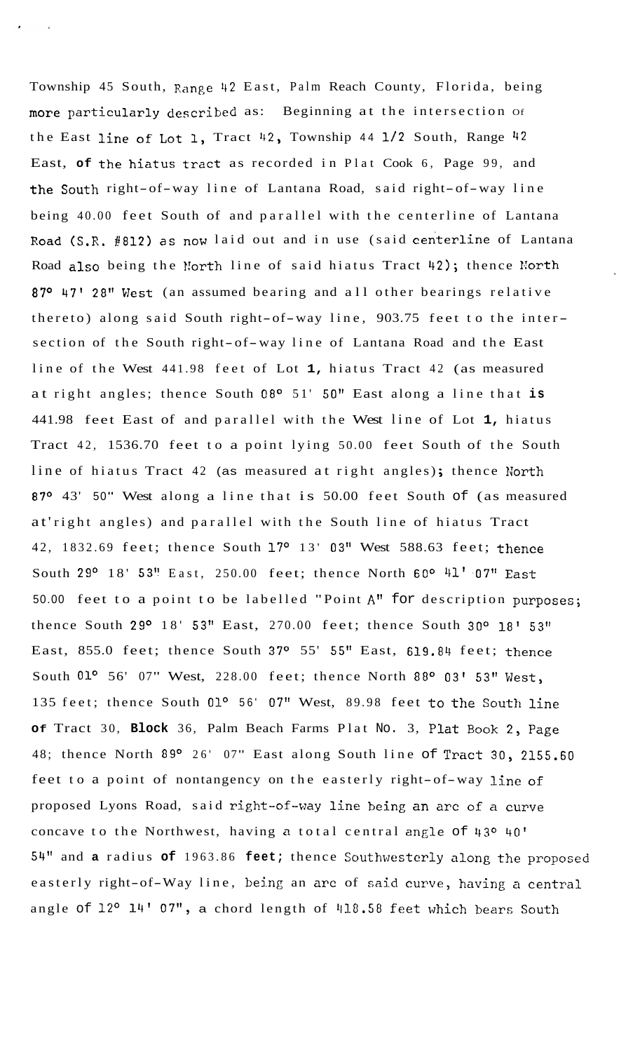Township 45 South, Range 42 East, Palm Reach County, Florida, being more particularly described as: Beginning at the intersection of the East line of Lot 1, Tract 42, Township 44 1/2 South, Range 42 East, of the hiatus tract as recorded in Plat Cook 6, Page 99, and the South right-of-way line of Lantana Road, said right-of-way line being 40.00 feet South of and parallel with the centerline of Lantana Road (S.R. #812) as now laid out and in use (said centerline of Lantana Road also being the North line of said hiatus Tract 42); thence North 87° 47' 28" West (an assumed bearing and all other bearings relative thereto) along said South right-of-way line, 903.75 feet to the intersection of the South right-of-way line of Lantana Road and the East line of the West 441.98 feet of Lot **1,** hiatus Tract 42 (as measured at right angles; thence South 08° 51' 50" East along a line that **is** 441.98 feet East of and parallel with the West line of Lot **1,** hiatus Tract 42, 1536.70 feet to a point lying 50.00 feet South of the South line of hiatus Tract 42 (as measured at right angles); thence North 87° 43' 50" West along a line that is 50.00 feet South of (as measured at'right angles) and parallel with the South line of hiatus Tract 42, 1832.69 feet; thence South 17° 13' 03" West 588.63 feet; thence South 29° 18' 53" East, 250.00 feet; thence North 60° 41' 07" East 50.00 feet to a point to be labelled "Point A" for description purposes; thence South 29° 18' 53" East, 270.00 feet; thence South 30° 18' 53" East, 855.0 feet; thence South 37° 55' 55" East, 619.84 feet; thence South 01° 56' 07" West, 228.00 feet; thence North 88° 03' 53" West, 135 feet; thence South 01° 56' 07" West, 89.98 feet to the South line **of** Tract 30, **Block** 36, Palm Beach Farms Plat NO. 3, Plat Book 2, Page 48; thence North 89° 26' 07" East along South line of Tract 30, 2155.60 feet to a point of nontangency on the easterly right-of-way line of proposed Lyons Road, said right-of-way line being an arc of a curve concave to the Northwest, having a total central angle of 43° 40' 54" and **a** radius **of** 1963.86 **feet;** thence Southwesterly along the proposed easterly right-of-Way line, being an arc of said curve, having a central angle of 12° 14' 07", a chord length of 418.58 feet which bears South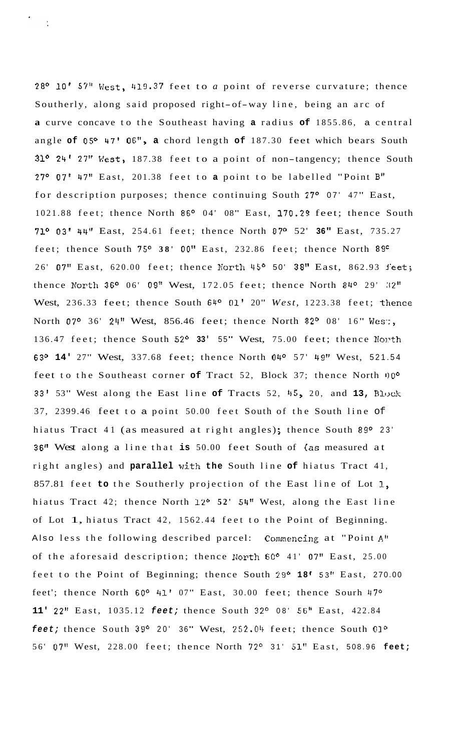28° 10' 57" West, 419.37 feet to a point of reverse curvature; thence Southerly, along said proposed right-of-way line, being an arc of a curve concave to the Southeast having a radius of 1855.86, a central angle of 05° 47' 06", a chord length of 187.30 feet which bears South 31° 24' 27" West, 187.38 feet to a point of non-tangency; thence South 27° 07' 47" East, 201.38 feet to a point to be labelled "Point B" for description purposes; thence continuing South 27° 07' 47" East, 1021.88 feet; thence North 86° 04' 08" East, 170.29 feet; thence South 71° 03' 44" East, 254.61 feet; thence North 87° 52' 36" East, 735.27 feet; thence South 75° 38' 00" East, 232.86 feet; thence North 89° 26' 07" East, 620.00 feet; thence North 45° 50' 38" East, 862.93 feet; thence North 36° 06' 09" West, 172.05 feet; thence North 84° 29' 32" West, 236.33 feet; thence South 64° 01' 20" *West*, 1223.38 feet; thence North 07° 36' 24" West, 856.46 feet; thence North 82° 08' 16" West, 136.47 feet; thence South 52° 33' 55" West, 75.00 feet; thence North 63° 14' 27" West, 337.68 feet; thence North 04° 57' 49" West, 521.54 feet to the Southeast corner of Tract 52, Block 37; thence North 00° 33' 53" West along the East line of Tracts 52, 45, 20, and 13, Block 37, 2399.46 feet to a point 50.00 feet South of the South line of hiatus Tract 41 (as measured at right angles); thence South 89° 23' 36" West along a line that is 50.00 feet South of (as measured at right angles) and parallel with the South line of hiatus Tract 41, 857.81 feet to the Southerly projection of the East line of Lot 1, hiatus Tract 42; thence North 12° 52' 54" West, along the East line of Lot 1, hiatus Tract 42, 1562.44 feet to the Point of Beginning. Also less the following described parcel: Commencing at "Point A" of the aforesaid description; thence North 60° 41' 07" East, 25.00 feet to the Point of Beginning; thence South 29° 18' 53" East, 270.00 feet'; thence North 60° 41' 07" East, 30.00 feet; thence Sourh 47° 11' 22" East, 1035.12 *feet;* thence South 32° 08' 56" East, 422.84 *feet;* thence South 39° 20' 36" West, 252.04 feet; thence South 01° 56' 07" West, 228.00 feet; thence North 72° 31' 51" East, 508.96 feet;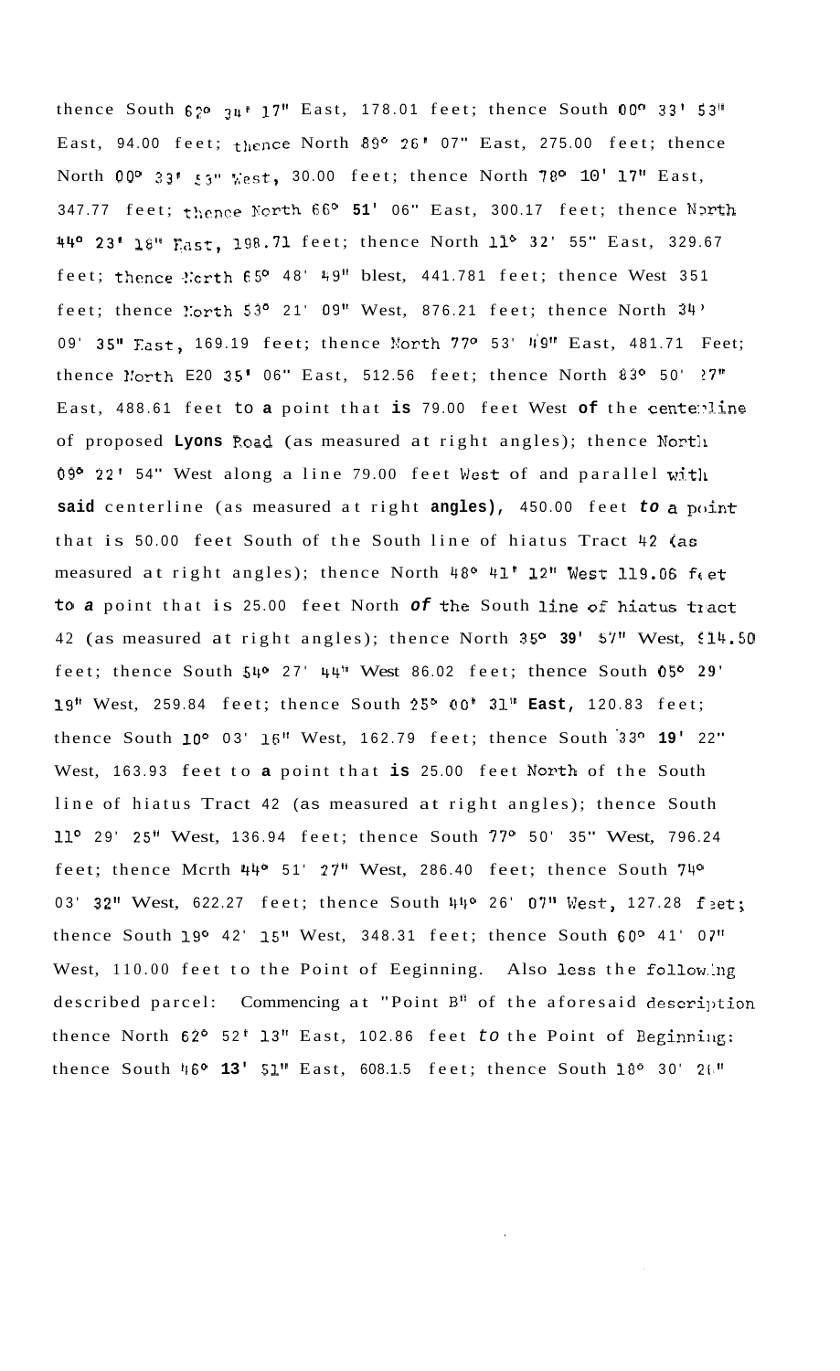thence South 62° 34' 17" East, 178.01 feet; thence South 00° 33' 53" East, 94.00 feet; thence North 89° 26' 07" East, 275.00 feet; thence North 00° 33' 53" West, 30.00 feet; thence North 78° 10' 17" East, 347.77 feet; thence North 66° 51' 06" East, 300.17 feet; thence North 44° 23' 18" East, 198.71 feet; thence North 11° 32' 55" East, 329.67 feet; thence North 65° 48' 49" blest, 441.781 feet; thence West 351 feet; thence North 53° 21' 09" West, 876.21 feet; thence North 34° 09' 35" East, 169.19 feet; thence North 77° 53' 49" East, 481.71 Feet; thence North E20 35' 06" East, 512.56 feet; thence North 83° 50' 27" East, 488.61 feet to a point that is 79.00 feet West of the centerline of proposed Lyons Road (as measured at right angles); thence North 09° 22' 54" West along a line 79.00 feet West of and parallel with said centerline (as measured at right angles), 450.00 feet to a point that is 50.00 feet South of the South line of hiatus Tract 42 (as measured at right angles); thence North 48° 41' 12" West 119.06 feet to a point that is 25.00 feet North of the South line of hiatus tract 42 (as measured at right angles); thence North 35° 39' 57" West, 514.50 feet; thence South 54° 27' 44" West 86.02 feet; thence South 05° 29' 19" West, 259.84 feet; thence South 25° 00' 31" East, 120.83 feet; thence South 10° 03' 16" West, 162.79 feet; thence South 33° 19' 22" West, 163.93 feet to a point that is 25.00 feet North of the South line of hiatus Tract 42 (as measured at right angles); thence South 11° 29' 25" West, 136.94 feet; thence South 77° 50' 35" West, 796.24 feet; thence Mcrth 44° 51' 27" West, 286.40 feet; thence South 74° 03' 32" West, 622.27 feet; thence South 44° 26' 07" West, 127.28 feet; thence South 19° 42' 15" West, 348.31 feet; thence South 60° 41' 07" West, 110.00 feet to the Point of Eeginning. Also less the following described parcel: Commencing at "Point B" of the aforesaid description thence North 62° 52' 13" East, 102.86 feet to the Point of Beginning: thence South 46° 13' 51" East, 608.1.5 feet; thence South 18° 30' 26"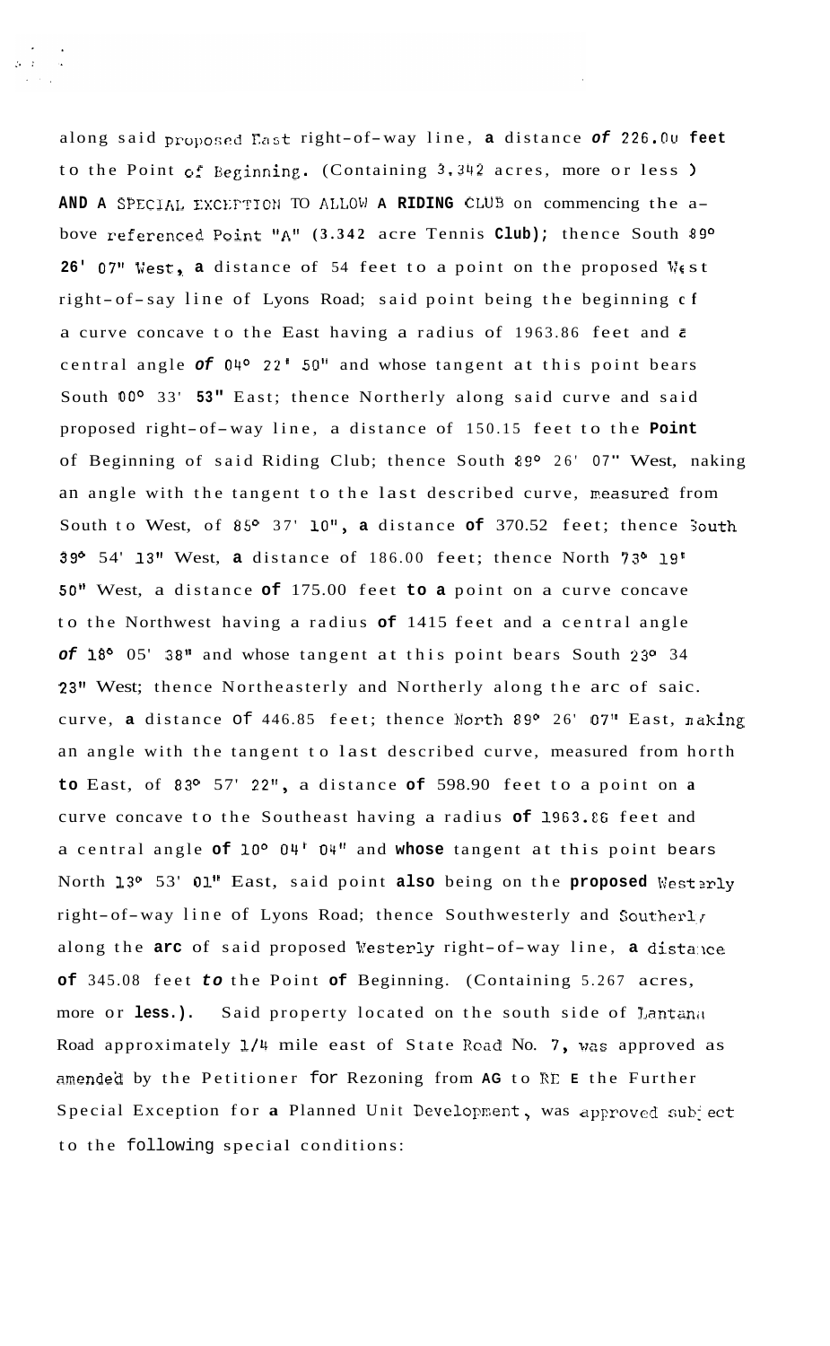along said proposed East right-of-way line, a distance of 226.00 feet to the Point of Beginning. (Containing 3.342 acres, more or less ) AND A SPECIAL EXCEPTION TO ALLOW A RIDING CLUB on commencing the above referenced Point "A" (3.342 acre Tennis Club); thence South 89° 26' 07" West, a distance of 54 feet to a point on the proposed West right-of-say line of Lyons Road; said point being the beginning of a curve concave to the East having a radius of 1963.86 feet and a central angle of 04° 22' 50" and whose tangent at this point bears South 00° 33' 53" East; thence Northerly along said curve and said proposed right-of-way line, a distance of 150.15 feet to the Point of Beginning of said Riding Club; thence South 89° 26' 07" West, naking an angle with the tangent to the last described curve, measured from South to West, of 85° 37' 10", a distance of 370.52 feet; thence South 39° 54' 13" West, a distance of 186.00 feet; thence North 73° 19' 50" West, a distance of 175.00 feet to a point on a curve concave to the Northwest having a radius of 1415 feet and a central angle of 18° 05' 38" and whose tangent at this point bears South 23° 34 23" West; thence Northeasterly and Northerly along the arc of saic. curve, a distance of 446.85 feet; thence North 89° 26' 07" East, making an angle with the tangent to last described curve, measured from horth to East, of 83° 57' 22", a distance of 598.90 feet to a point on a curve concave to the Southeast having a radius of 1963.86 feet and a central angle of 10° 04' 04" and whose tangent at this point bears North 13° 53' 01" East, said point also being on the proposed Westerly right-of-way line of Lyons Road; thence Southwesterly and Southerly along the arc of said proposed Westerly right-of-way line, a distance of 345.08 feet to the Point of Beginning. (Containing 5.267 acres, more or less.). Said property located on the south side of Lantana Road approximately 1/4 mile east of State Road No. 7, was approved as amended by the Petitioner for Rezoning from AG to RE the Further Special Exception for a Planned Unit Development, was approved subject to the following special conditions: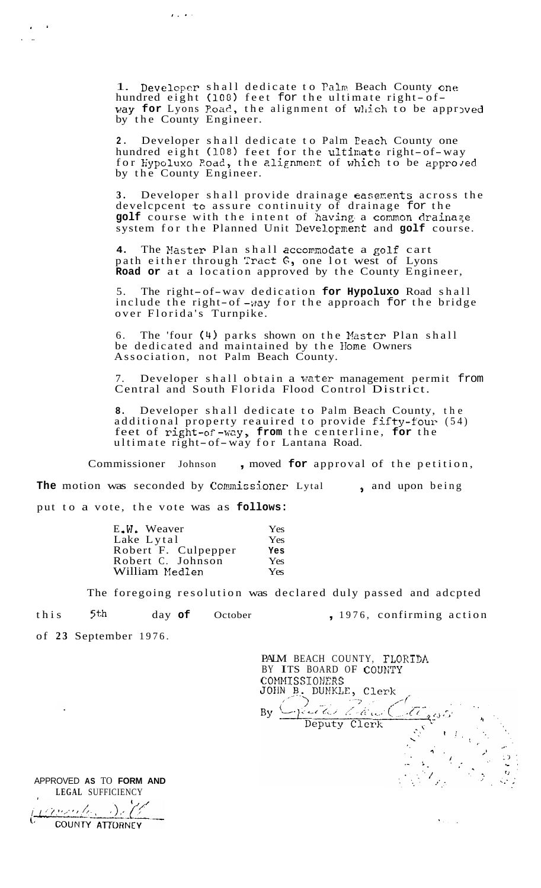1. Developer shall dedicate to Palm Beach County one hundred eight (108) feet for the ultimate right-of-way for Lyons Road, the alignment of which to be approved by the County Engineer.

2. Developer shall dedicate to Palm Beach County one hundred eight (108) feet for the ultimate right-of-way for Hypoluxo Road, the alignment of which to be approved by the County Engineer.

3. Developer shall provide drainage easements across the develcpcent to assure continuity of drainage for the golf course with the intent of having a common drainage system for the Planned Unit Development and golf course.

4. The Master Plan shall accommodate a golf cart path either through Tract G, one lot west of Lyons Road or at a location approved by the County Engineer,

5. The right-of-wav dedication for Hypoluxo Road shall include the right-of-way for the approach for the bridge over Florida's Turnpike.

6. The 'four (4) parks shown on the Master Plan shall be dedicated and maintained by the Home Owners Association, not Palm Beach County.

7. Developer shall obtain a water management permit from Central and South Florida Flood Control District.

8. Developer shall dedicate to Palm Beach County, the additional property reauired to provide fifty-four (54) feet of right-of-way, from the centerline, for the ultimate right-of-way for Lantana Road.

Commissioner Johnson, moved for approval of the petition,

The motion was seconded by Commissioner Lytal, and upon being put to a vote, the vote was as follows:

| | |
|---|---|
| E.W. Weaver | Yes |
| Lake Lytal | Yes |
| Robert F. Culpepper | Yes |
| Robert C. Johnson | Yes |
| William Medlen | Yes |

The foregoing resolution was declared duly passed and adcpted this 5th day of October, 1976, confirming action of 23 September 1976.

PALM BEACH COUNTY, FLORIDA
BY ITS BOARD OF COUNTY
COMMISSIONERS
JOHN B. DUNKLE, Clerk

By ______________________
Deputy Clerk

APPROVED AS TO FORM AND
LEGAL SUFFICIENCY

______________________
COUNTY ATTORNEY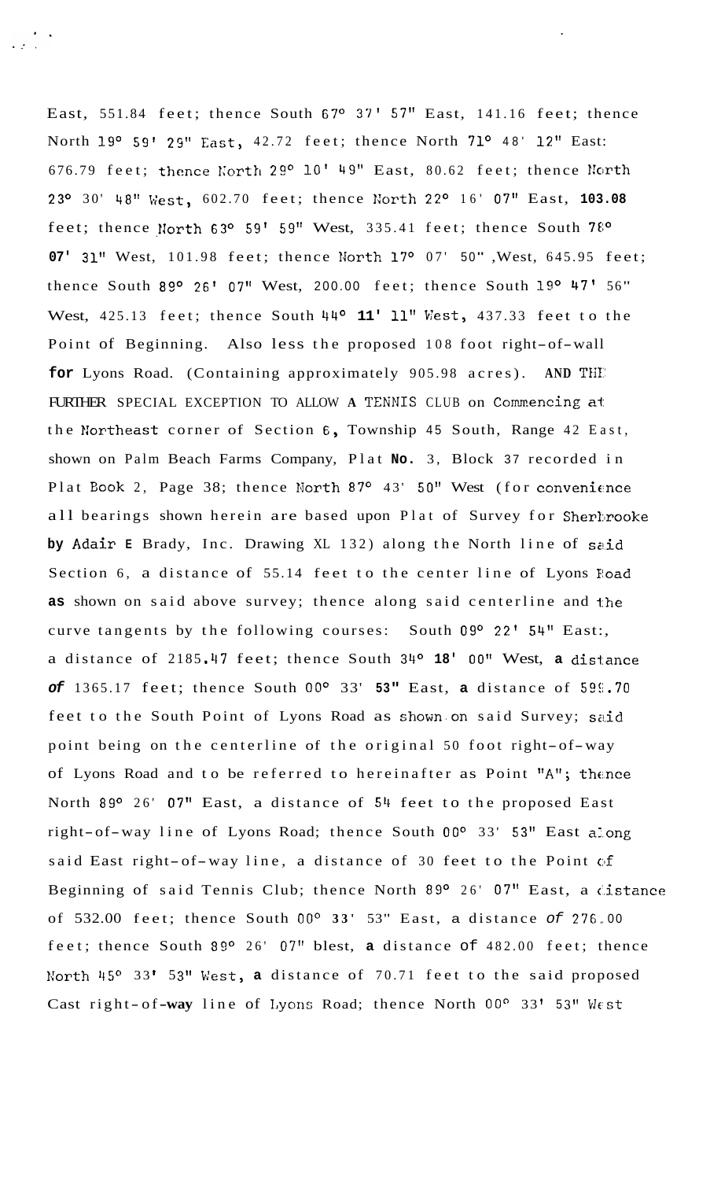East, 551.84 feet; thence South 67° 37' 57" East, 141.16 feet; thence North 19° 59' 29" East, 42.72 feet; thence North 71° 48' 12" East: 676.79 feet; thence North 29° 10' 49" East, 80.62 feet; thence North 23° 30' 48" West, 602.70 feet; thence North 22° 16' 07" East, **103.08** feet; thence North 63° 59' 59" West, 335.41 feet; thence South 78° 07' 31" West, 101.98 feet; thence North 17° 07' 50" ,West, 645.95 feet; thence South 89° 26' 07" West, 200.00 feet; thence South 19° 47' 56" West, 425.13 feet; thence South 44° **11'** 11" West, 437.33 feet to the Point of Beginning. Also less the proposed 108 foot right-of-wall **for** Lyons Road. (Containing approximately 905.98 acres). **AND THE FURTHER** SPECIAL EXCEPTION TO ALLOW **A** TENNIS CLUB on Commencing at the Northeast corner of Section 6, Township 45 South, Range 42 East, shown on Palm Beach Farms Company, Plat **No.** 3, Block 37 recorded in Plat Book 2, Page 38; thence North 87° 43' 50" West (for convenience all bearings shown herein are based upon Plat of Survey for Sherbrooke **by** Adair **E** Brady, Inc. Drawing XL 132) along the North line of said Section 6, a distance of 55.14 feet to the center line of Lyons Road **as** shown on said above survey; thence along said centerline and the curve tangents by the following courses: South 09° 22' 54" East:, a distance of 2185.47 feet; thence South 34° **18'** 00" West, **a** distance ***of*** 1365.17 feet; thence South 00° 33' **53"** East, **a** distance of 599.70 feet to the South Point of Lyons Road as shown on said Survey; said point being on the centerline of the original 50 foot right-of-way of Lyons Road and to be referred to hereinafter as Point "A"; thence North 89° 26' 07" East, a distance of 54 feet to the proposed East right-of-way line of Lyons Road; thence South 00° 33' 53" East along said East right-of-way line, a distance of 30 feet to the Point of Beginning of said Tennis Club; thence North 89° 26' 07" East, a distance of 532.00 feet; thence South 00° 33' 53" East, a distance *of* 276.00 feet; thence South 89° 26' 07" blest, **a** distance of 482.00 feet; thence North 45° 33' 53" West, **a** distance of 70.71 feet to the said proposed Cast right-of-**way** line of Lyons Road; thence North 00° 33' 53" West